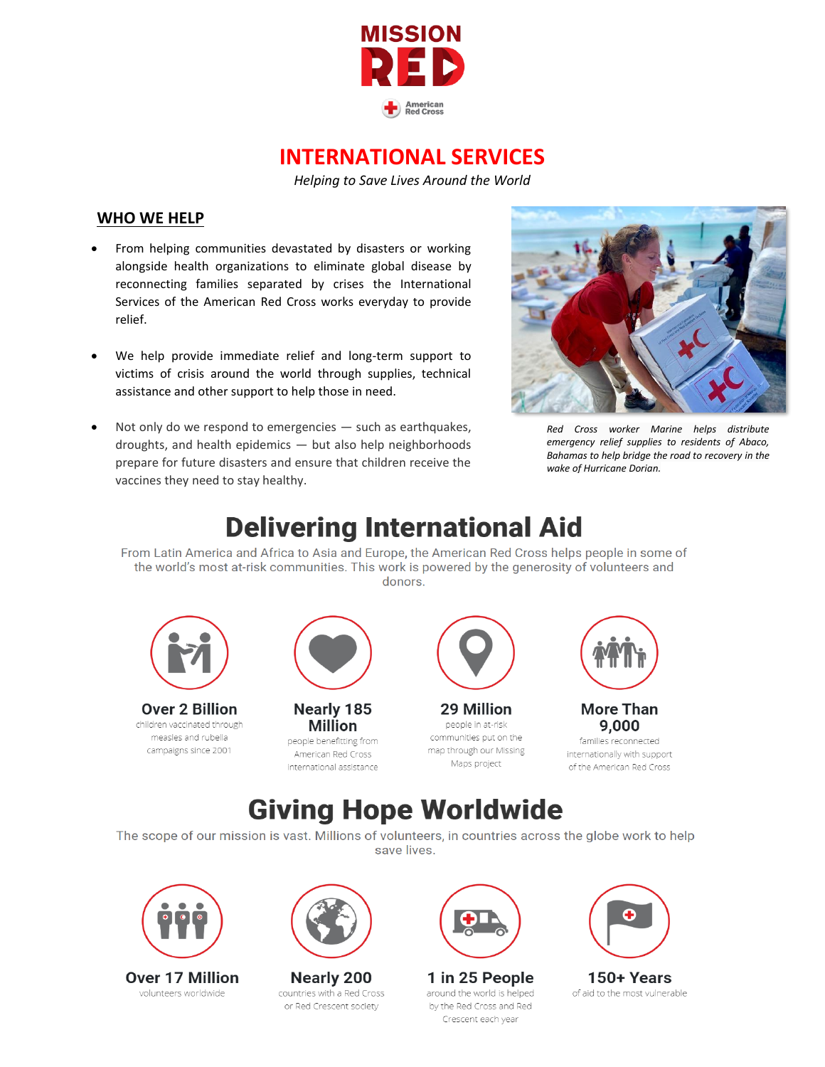# MISSION RED

American Red Cross

## INTERNATIONAL SERVICES

*Helping to Save Lives Around the World*

### WHO WE HELP

- From helping communities devastated by disasters or working alongside health organizations to eliminate global disease by reconnecting families separated by crises the International Services of the American Red Cross works everyday to provide relief.
- We help provide immediate relief and long-term support to victims of crisis around the world through supplies, technical assistance and other support to help those in need.
- Not only do we respond to emergencies — such as earthquakes, droughts, and health epidemics — but also help neighborhoods prepare for future disasters and ensure that children receive the vaccines they need to stay healthy.

*Red Cross worker Marine helps distribute emergency relief supplies to residents of Abaco, Bahamas to help bridge the road to recovery in the wake of Hurricane Dorian.*

## Delivering International Aid

From Latin America and Africa to Asia and Europe, the American Red Cross helps people in some of the world's most at-risk communities. This work is powered by the generosity of volunteers and donors.

**Over 2 Billion**
children vaccinated through measles and rubella campaigns since 2001

**Nearly 185 Million**
people benefitting from American Red Cross international assistance

**29 Million**
people in at-risk communities put on the map through our Missing Maps project

**More Than 9,000**
families reconnected internationally with support of the American Red Cross

## Giving Hope Worldwide

The scope of our mission is vast. Millions of volunteers, in countries across the globe work to help save lives.

**Over 17 Million**
volunteers worldwide

**Nearly 200**
countries with a Red Cross or Red Crescent society

**1 in 25 People**
around the world is helped by the Red Cross and Red Crescent each year

**150+ Years**
of aid to the most vulnerable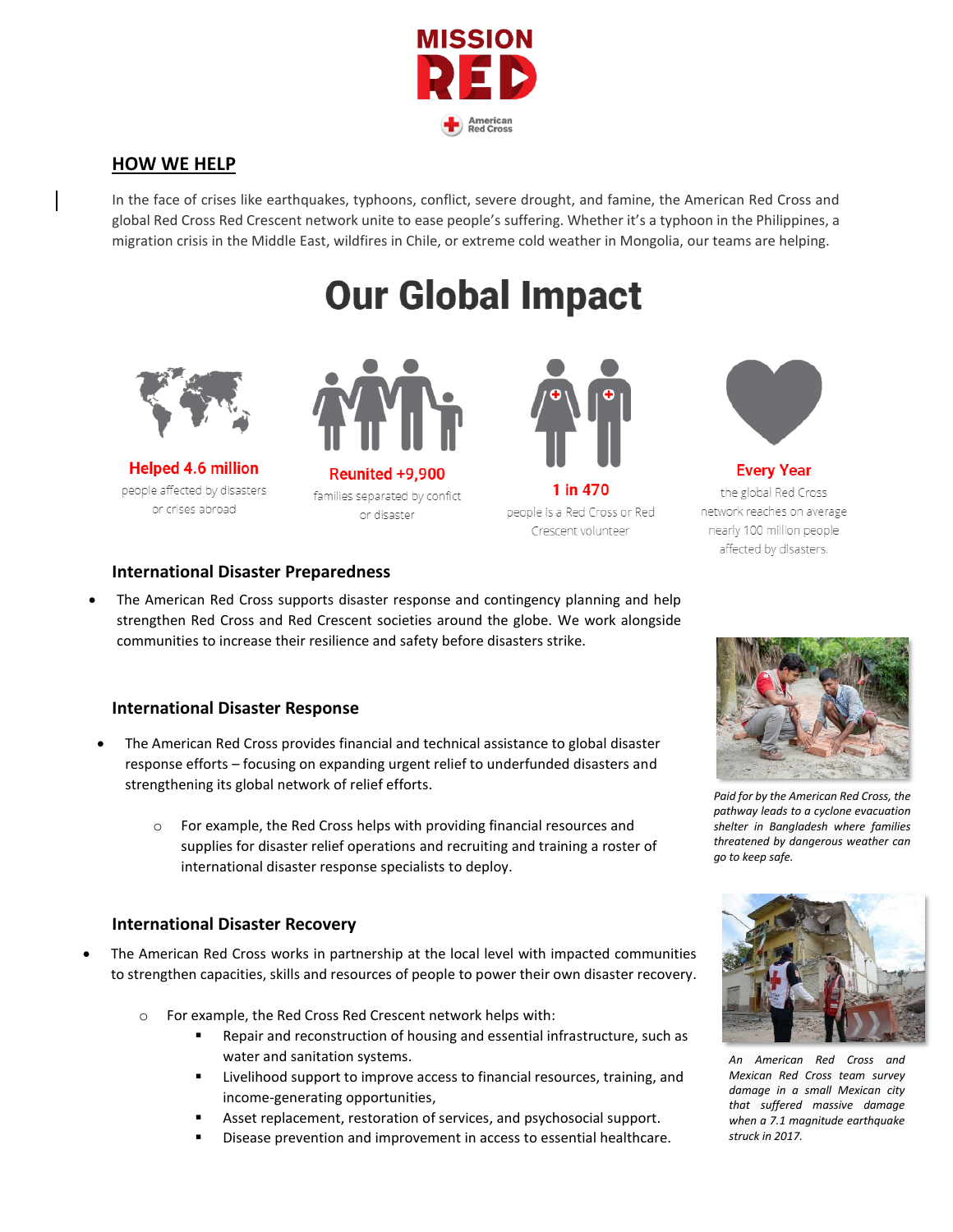MISSION RED

American Red Cross

## HOW WE HELP

In the face of crises like earthquakes, typhoons, conflict, severe drought, and famine, the American Red Cross and global Red Cross Red Crescent network unite to ease people's suffering. Whether it's a typhoon in the Philippines, a migration crisis in the Middle East, wildfires in Chile, or extreme cold weather in Mongolia, our teams are helping.

# Our Global Impact

**Helped 4.6 million**
people affected by disasters or crises abroad

**Reunited +9,900**
families separated by conflict or disaster

**1 in 470**
people is a Red Cross or Red Crescent volunteer

**Every Year**
the global Red Cross network reaches on average nearly 100 million people affected by disasters.

### International Disaster Preparedness

- The American Red Cross supports disaster response and contingency planning and help strengthen Red Cross and Red Crescent societies around the globe. We work alongside communities to increase their resilience and safety before disasters strike.

### International Disaster Response

- The American Red Cross provides financial and technical assistance to global disaster response efforts – focusing on expanding urgent relief to underfunded disasters and strengthening its global network of relief efforts.
  - For example, the Red Cross helps with providing financial resources and supplies for disaster relief operations and recruiting and training a roster of international disaster response specialists to deploy.

*Paid for by the American Red Cross, the pathway leads to a cyclone evacuation shelter in Bangladesh where families threatened by dangerous weather can go to keep safe.*

### International Disaster Recovery

- The American Red Cross works in partnership at the local level with impacted communities to strengthen capacities, skills and resources of people to power their own disaster recovery.
  - For example, the Red Cross Red Crescent network helps with:
    - Repair and reconstruction of housing and essential infrastructure, such as water and sanitation systems.
    - Livelihood support to improve access to financial resources, training, and income-generating opportunities,
    - Asset replacement, restoration of services, and psychosocial support.
    - Disease prevention and improvement in access to essential healthcare.

*An American Red Cross and Mexican Red Cross team survey damage in a small Mexican city that suffered massive damage when a 7.1 magnitude earthquake struck in 2017.*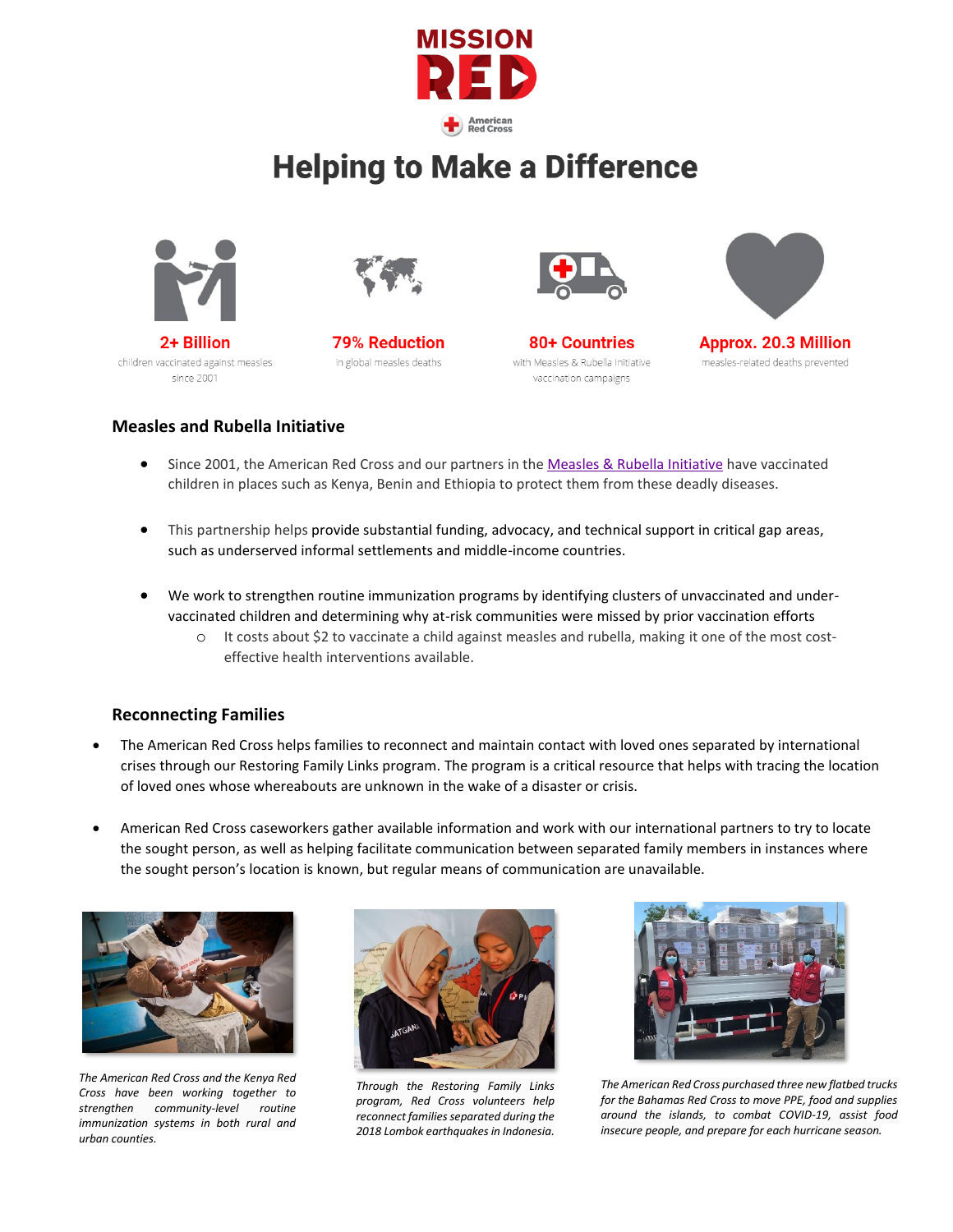MISSION RED

American Red Cross

# Helping to Make a Difference

**2+ Billion**
children vaccinated against measles since 2001

**79% Reduction**
in global measles deaths

**80+ Countries**
with Measles & Rubella Initiative vaccination campaigns

**Approx. 20.3 Million**
measles-related deaths prevented

## Measles and Rubella Initiative

- Since 2001, the American Red Cross and our partners in the [Measles & Rubella Initiative] have vaccinated children in places such as Kenya, Benin and Ethiopia to protect them from these deadly diseases.
- This partnership helps provide substantial funding, advocacy, and technical support in critical gap areas, such as underserved informal settlements and middle-income countries.
- We work to strengthen routine immunization programs by identifying clusters of unvaccinated and under-vaccinated children and determining why at-risk communities were missed by prior vaccination efforts
  - It costs about $2 to vaccinate a child against measles and rubella, making it one of the most cost-effective health interventions available.

## Reconnecting Families

- The American Red Cross helps families to reconnect and maintain contact with loved ones separated by international crises through our Restoring Family Links program. The program is a critical resource that helps with tracing the location of loved ones whose whereabouts are unknown in the wake of a disaster or crisis.
- American Red Cross caseworkers gather available information and work with our international partners to try to locate the sought person, as well as helping facilitate communication between separated family members in instances where the sought person's location is known, but regular means of communication are unavailable.

*The American Red Cross and the Kenya Red Cross have been working together to strengthen community-level routine immunization systems in both rural and urban counties.*

*Through the Restoring Family Links program, Red Cross volunteers help reconnect families separated during the 2018 Lombok earthquakes in Indonesia.*

*The American Red Cross purchased three new flatbed trucks for the Bahamas Red Cross to move PPE, food and supplies around the islands, to combat COVID-19, assist food insecure people, and prepare for each hurricane season.*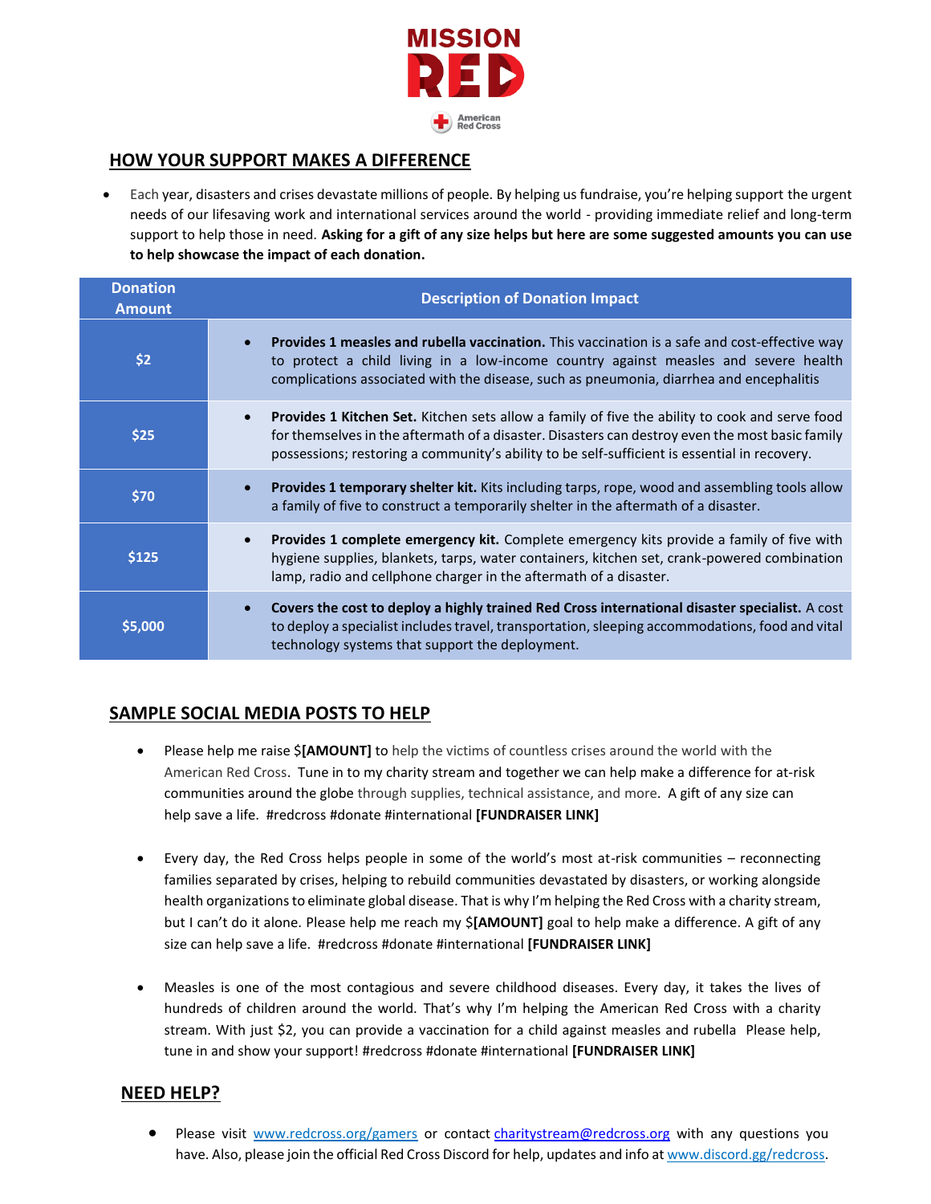# MISSION RED

American Red Cross

## HOW YOUR SUPPORT MAKES A DIFFERENCE

- Each year, disasters and crises devastate millions of people. By helping us fundraise, you're helping support the urgent needs of our lifesaving work and international services around the world - providing immediate relief and long-term support to help those in need. **Asking for a gift of any size helps but here are some suggested amounts you can use to help showcase the impact of each donation.**

| Donation Amount | Description of Donation Impact |
|---|---|
| $2 | • **Provides 1 measles and rubella vaccination.** This vaccination is a safe and cost-effective way to protect a child living in a low-income country against measles and severe health complications associated with the disease, such as pneumonia, diarrhea and encephalitis |
| $25 | • **Provides 1 Kitchen Set.** Kitchen sets allow a family of five the ability to cook and serve food for themselves in the aftermath of a disaster. Disasters can destroy even the most basic family possessions; restoring a community's ability to be self-sufficient is essential in recovery. |
| $70 | • **Provides 1 temporary shelter kit.** Kits including tarps, rope, wood and assembling tools allow a family of five to construct a temporarily shelter in the aftermath of a disaster. |
| $125 | • **Provides 1 complete emergency kit.** Complete emergency kits provide a family of five with hygiene supplies, blankets, tarps, water containers, kitchen set, crank-powered combination lamp, radio and cellphone charger in the aftermath of a disaster. |
| $5,000 | • **Covers the cost to deploy a highly trained Red Cross international disaster specialist.** A cost to deploy a specialist includes travel, transportation, sleeping accommodations, food and vital technology systems that support the deployment. |

## SAMPLE SOCIAL MEDIA POSTS TO HELP

- Please help me raise $**[AMOUNT]** to help the victims of countless crises around the world with the American Red Cross. Tune in to my charity stream and together we can help make a difference for at-risk communities around the globe through supplies, technical assistance, and more. A gift of any size can help save a life. #redcross #donate #international **[FUNDRAISER LINK]**

- Every day, the Red Cross helps people in some of the world's most at-risk communities – reconnecting families separated by crises, helping to rebuild communities devastated by disasters, or working alongside health organizations to eliminate global disease. That is why I'm helping the Red Cross with a charity stream, but I can't do it alone. Please help me reach my $**[AMOUNT]** goal to help make a difference. A gift of any size can help save a life. #redcross #donate #international **[FUNDRAISER LINK]**

- Measles is one of the most contagious and severe childhood diseases. Every day, it takes the lives of hundreds of children around the world. That's why I'm helping the American Red Cross with a charity stream. With just $2, you can provide a vaccination for a child against measles and rubella Please help, tune in and show your support! #redcross #donate #international **[FUNDRAISER LINK]**

## NEED HELP?

- Please visit www.redcross.org/gamers or contact charitystream@redcross.org with any questions you have. Also, please join the official Red Cross Discord for help, updates and info at www.discord.gg/redcross.